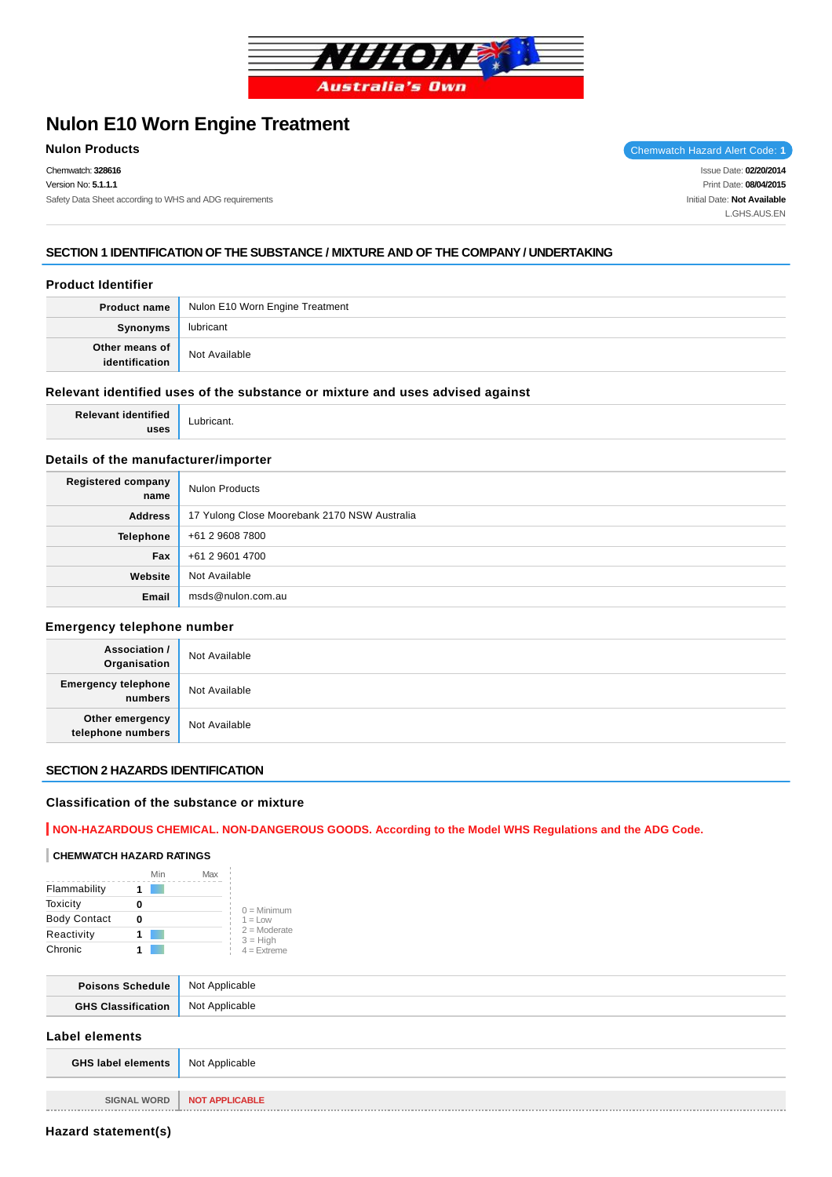# Nulon E10 Worn Engine Treatment

**Nulon Products**

Chemwatch Hazard Alert Code: **1**

Chemwatch: **328616**
Version No: **5.1.1.1**
Safety Data Sheet according to WHS and ADG requirements

Issue Date: **02/20/2014**
Print Date: **08/04/2015**
Initial Date: **Not Available**
L.GHS.AUS.EN

## SECTION 1 IDENTIFICATION OF THE SUBSTANCE / MIXTURE AND OF THE COMPANY / UNDERTAKING

### Product Identifier

| | |
|---|---|
| **Product name** | Nulon E10 Worn Engine Treatment |
| **Synonyms** | lubricant |
| **Other means of identification** | Not Available |

### Relevant identified uses of the substance or mixture and uses advised against

| | |
|---|---|
| **Relevant identified uses** | Lubricant. |

### Details of the manufacturer/importer

| | |
|---|---|
| **Registered company name** | Nulon Products |
| **Address** | 17 Yulong Close Moorebank 2170 NSW Australia |
| **Telephone** | +61 2 9608 7800 |
| **Fax** | +61 2 9601 4700 |
| **Website** | Not Available |
| **Email** | msds@nulon.com.au |

### Emergency telephone number

| | |
|---|---|
| **Association / Organisation** | Not Available |
| **Emergency telephone numbers** | Not Available |
| **Other emergency telephone numbers** | Not Available |

## SECTION 2 HAZARDS IDENTIFICATION

### Classification of the substance or mixture

**NON-HAZARDOUS CHEMICAL. NON-DANGEROUS GOODS. According to the Model WHS Regulations and the ADG Code.**

**CHEMWATCH HAZARD RATINGS**

| | Rating (Min–Max) |
|---|---|
| Flammability | 1 |
| Toxicity | 0 |
| Body Contact | 0 |
| Reactivity | 1 |
| Chronic | 1 |

0 = Minimum
1 = Low
2 = Moderate
3 = High
4 = Extreme

| | |
|---|---|
| **Poisons Schedule** | Not Applicable |
| **GHS Classification** | Not Applicable |

### Label elements

| | |
|---|---|
| **GHS label elements** | Not Applicable |
| **SIGNAL WORD** | **NOT APPLICABLE** |

### Hazard statement(s)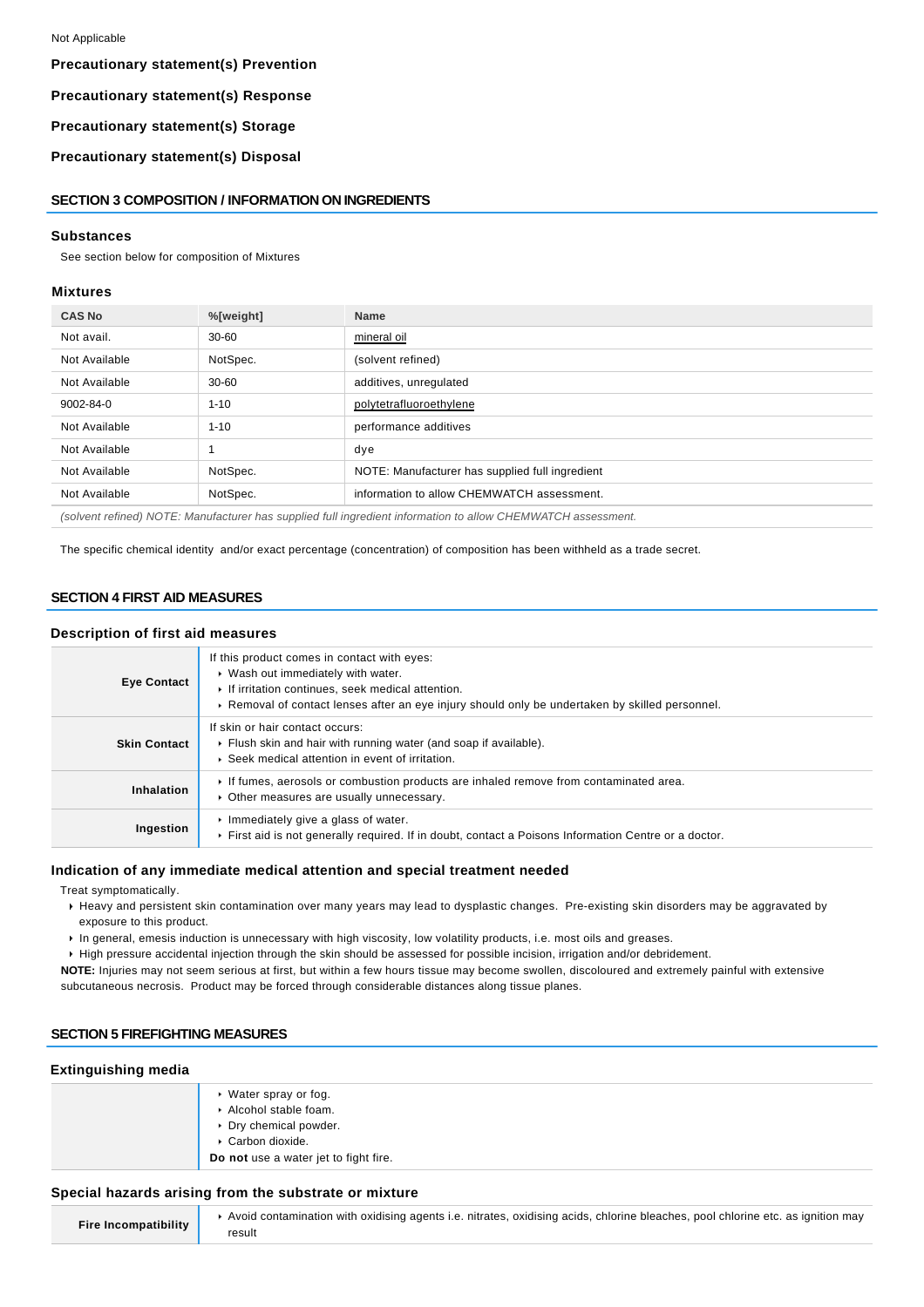Not Applicable

**Precautionary statement(s) Prevention**

**Precautionary statement(s) Response**

**Precautionary statement(s) Storage**

**Precautionary statement(s) Disposal**

## SECTION 3 COMPOSITION / INFORMATION ON INGREDIENTS

### Substances

See section below for composition of Mixtures

### Mixtures

| CAS No | %[weight] | Name |
|---|---|---|
| Not avail. | 30-60 | mineral oil |
| Not Available | NotSpec. | (solvent refined) |
| Not Available | 30-60 | additives, unregulated |
| 9002-84-0 | 1-10 | polytetrafluoroethylene |
| Not Available | 1-10 | performance additives |
| Not Available | 1 | dye |
| Not Available | NotSpec. | NOTE: Manufacturer has supplied full ingredient |
| Not Available | NotSpec. | information to allow CHEMWATCH assessment. |

*(solvent refined) NOTE: Manufacturer has supplied full ingredient information to allow CHEMWATCH assessment.*

The specific chemical identity and/or exact percentage (concentration) of composition has been withheld as a trade secret.

## SECTION 4 FIRST AID MEASURES

### Description of first aid measures

| | |
|---|---|
| **Eye Contact** | If this product comes in contact with eyes:<br>‣ Wash out immediately with water.<br>‣ If irritation continues, seek medical attention.<br>‣ Removal of contact lenses after an eye injury should only be undertaken by skilled personnel. |
| **Skin Contact** | If skin or hair contact occurs:<br>‣ Flush skin and hair with running water (and soap if available).<br>‣ Seek medical attention in event of irritation. |
| **Inhalation** | ‣ If fumes, aerosols or combustion products are inhaled remove from contaminated area.<br>‣ Other measures are usually unnecessary. |
| **Ingestion** | ‣ Immediately give a glass of water.<br>‣ First aid is not generally required. If in doubt, contact a Poisons Information Centre or a doctor. |

### Indication of any immediate medical attention and special treatment needed

Treat symptomatically.

- Heavy and persistent skin contamination over many years may lead to dysplastic changes. Pre-existing skin disorders may be aggravated by exposure to this product.
- In general, emesis induction is unnecessary with high viscosity, low volatility products, i.e. most oils and greases.
- High pressure accidental injection through the skin should be assessed for possible incision, irrigation and/or debridement.

**NOTE:** Injuries may not seem serious at first, but within a few hours tissue may become swollen, discoloured and extremely painful with extensive subcutaneous necrosis. Product may be forced through considerable distances along tissue planes.

## SECTION 5 FIREFIGHTING MEASURES

### Extinguishing media

| | |
|---|---|
| | ‣ Water spray or fog.<br>‣ Alcohol stable foam.<br>‣ Dry chemical powder.<br>‣ Carbon dioxide.<br>**Do not** use a water jet to fight fire. |

### Special hazards arising from the substrate or mixture

| | |
|---|---|
| **Fire Incompatibility** | ‣ Avoid contamination with oxidising agents i.e. nitrates, oxidising acids, chlorine bleaches, pool chlorine etc. as ignition may result |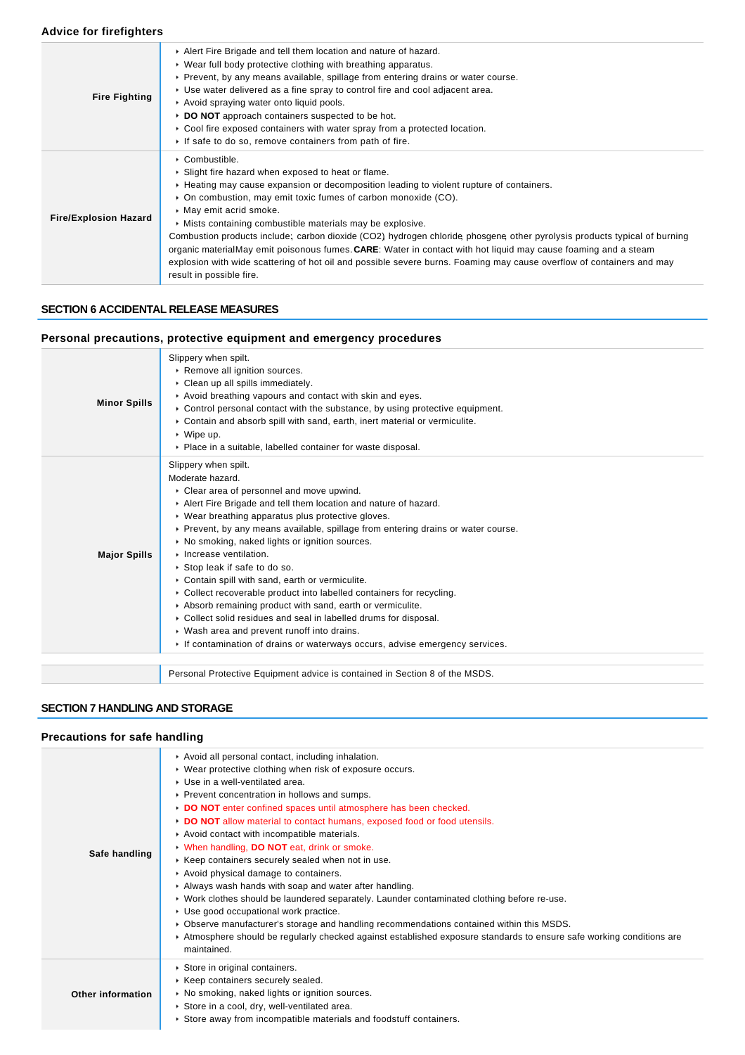### Advice for firefighters

| | |
|---|---|
| **Fire Fighting** | ▸ Alert Fire Brigade and tell them location and nature of hazard.<br>▸ Wear full body protective clothing with breathing apparatus.<br>▸ Prevent, by any means available, spillage from entering drains or water course.<br>▸ Use water delivered as a fine spray to control fire and cool adjacent area.<br>▸ Avoid spraying water onto liquid pools.<br>▸ **DO NOT** approach containers suspected to be hot.<br>▸ Cool fire exposed containers with water spray from a protected location.<br>▸ If safe to do so, remove containers from path of fire. |
| **Fire/Explosion Hazard** | ▸ Combustible.<br>▸ Slight fire hazard when exposed to heat or flame.<br>▸ Heating may cause expansion or decomposition leading to violent rupture of containers.<br>▸ On combustion, may emit toxic fumes of carbon monoxide (CO).<br>▸ May emit acrid smoke.<br>▸ Mists containing combustible materials may be explosive.<br>Combustion products include; carbon dioxide ($CO_2$) hydrogen chloride, phosgene, other pyrolysis products typical of burning organic materialMay emit poisonous fumes. **CARE**: Water in contact with hot liquid may cause foaming and a steam explosion with wide scattering of hot oil and possible severe burns. Foaming may cause overflow of containers and may result in possible fire. |

## SECTION 6 ACCIDENTAL RELEASE MEASURES

### Personal precautions, protective equipment and emergency procedures

| | |
|---|---|
| **Minor Spills** | Slippery when spilt.<br>▸ Remove all ignition sources.<br>▸ Clean up all spills immediately.<br>▸ Avoid breathing vapours and contact with skin and eyes.<br>▸ Control personal contact with the substance, by using protective equipment.<br>▸ Contain and absorb spill with sand, earth, inert material or vermiculite.<br>▸ Wipe up.<br>▸ Place in a suitable, labelled container for waste disposal. |
| **Major Spills** | Slippery when spilt.<br>Moderate hazard.<br>▸ Clear area of personnel and move upwind.<br>▸ Alert Fire Brigade and tell them location and nature of hazard.<br>▸ Wear breathing apparatus plus protective gloves.<br>▸ Prevent, by any means available, spillage from entering drains or water course.<br>▸ No smoking, naked lights or ignition sources.<br>▸ Increase ventilation.<br>▸ Stop leak if safe to do so.<br>▸ Contain spill with sand, earth or vermiculite.<br>▸ Collect recoverable product into labelled containers for recycling.<br>▸ Absorb remaining product with sand, earth or vermiculite.<br>▸ Collect solid residues and seal in labelled drums for disposal.<br>▸ Wash area and prevent runoff into drains.<br>▸ If contamination of drains or waterways occurs, advise emergency services. |

| | |
|---|---|
| | Personal Protective Equipment advice is contained in Section 8 of the MSDS. |

## SECTION 7 HANDLING AND STORAGE

### Precautions for safe handling

| | |
|---|---|
| **Safe handling** | ▸ Avoid all personal contact, including inhalation.<br>▸ Wear protective clothing when risk of exposure occurs.<br>▸ Use in a well-ventilated area.<br>▸ Prevent concentration in hollows and sumps.<br>▸ **DO NOT** enter confined spaces until atmosphere has been checked.<br>▸ **DO NOT** allow material to contact humans, exposed food or food utensils.<br>▸ Avoid contact with incompatible materials.<br>▸ When handling, **DO NOT** eat, drink or smoke.<br>▸ Keep containers securely sealed when not in use.<br>▸ Avoid physical damage to containers.<br>▸ Always wash hands with soap and water after handling.<br>▸ Work clothes should be laundered separately. Launder contaminated clothing before re-use.<br>▸ Use good occupational work practice.<br>▸ Observe manufacturer's storage and handling recommendations contained within this MSDS.<br>▸ Atmosphere should be regularly checked against established exposure standards to ensure safe working conditions are maintained. |
| **Other information** | ▸ Store in original containers.<br>▸ Keep containers securely sealed.<br>▸ No smoking, naked lights or ignition sources.<br>▸ Store in a cool, dry, well-ventilated area.<br>▸ Store away from incompatible materials and foodstuff containers. |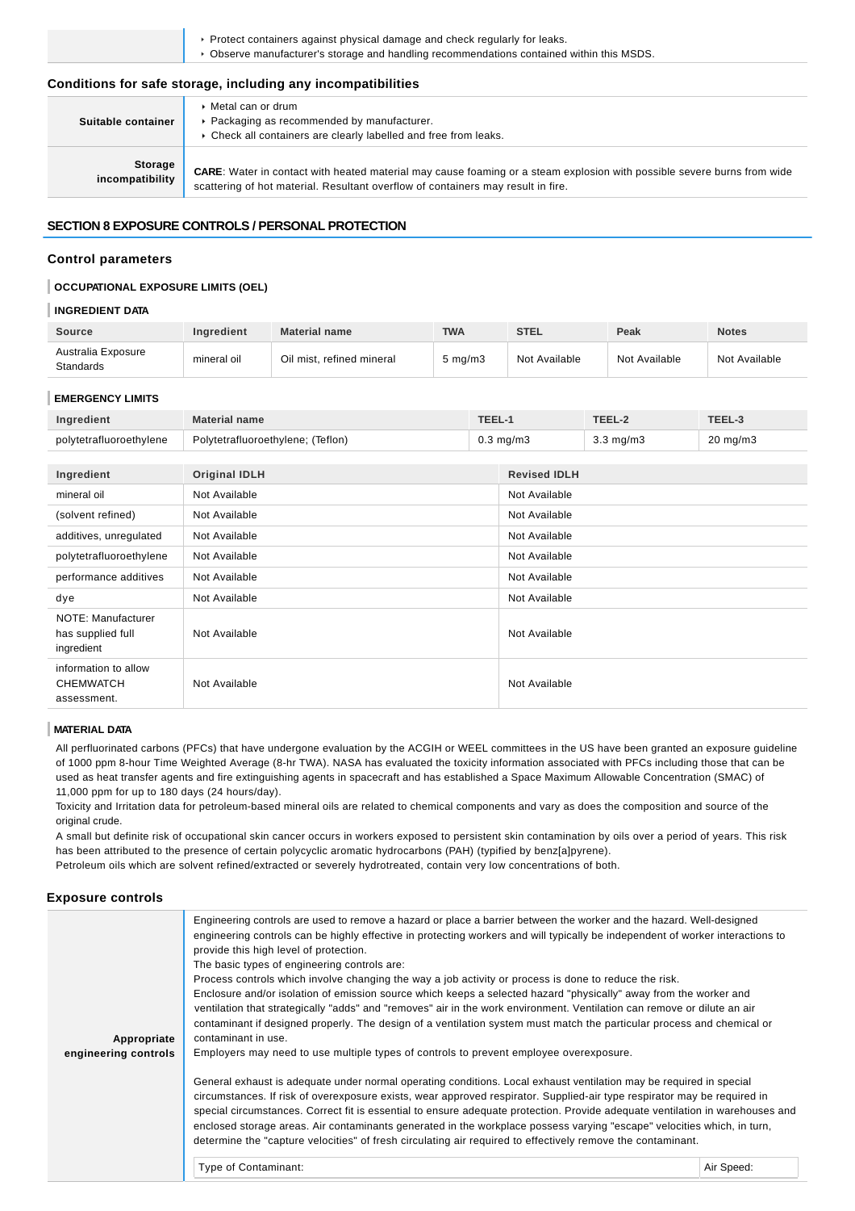| | |
|---|---|
| | - Protect containers against physical damage and check regularly for leaks.<br>- Observe manufacturer's storage and handling recommendations contained within this MSDS. |

### Conditions for safe storage, including any incompatibilities

| | |
|---|---|
| **Suitable container** | - Metal can or drum<br>- Packaging as recommended by manufacturer.<br>- Check all containers are clearly labelled and free from leaks. |
| **Storage incompatibility** | **CARE**: Water in contact with heated material may cause foaming or a steam explosion with possible severe burns from wide scattering of hot material. Resultant overflow of containers may result in fire. |

## SECTION 8 EXPOSURE CONTROLS / PERSONAL PROTECTION

### Control parameters

#### OCCUPATIONAL EXPOSURE LIMITS (OEL)

#### INGREDIENT DATA

| Source | Ingredient | Material name | TWA | STEL | Peak | Notes |
|---|---|---|---|---|---|---|
| Australia Exposure Standards | mineral oil | Oil mist, refined mineral | 5 mg/m3 | Not Available | Not Available | Not Available |

#### EMERGENCY LIMITS

| Ingredient | Material name | TEEL-1 | TEEL-2 | TEEL-3 |
|---|---|---|---|---|
| polytetrafluoroethylene | Polytetrafluoroethylene; (Teflon) | 0.3 mg/m3 | 3.3 mg/m3 | 20 mg/m3 |

| Ingredient | Original IDLH | Revised IDLH |
|---|---|---|
| mineral oil | Not Available | Not Available |
| (solvent refined) | Not Available | Not Available |
| additives, unregulated | Not Available | Not Available |
| polytetrafluoroethylene | Not Available | Not Available |
| performance additives | Not Available | Not Available |
| dye | Not Available | Not Available |
| NOTE: Manufacturer has supplied full ingredient | Not Available | Not Available |
| information to allow CHEMWATCH assessment. | Not Available | Not Available |

#### MATERIAL DATA

All perfluorinated carbons (PFCs) that have undergone evaluation by the ACGIH or WEEL committees in the US have been granted an exposure guideline of 1000 ppm 8-hour Time Weighted Average (8-hr TWA). NASA has evaluated the toxicity information associated with PFCs including those that can be used as heat transfer agents and fire extinguishing agents in spacecraft and has established a Space Maximum Allowable Concentration (SMAC) of 11,000 ppm for up to 180 days (24 hours/day).
Toxicity and Irritation data for petroleum-based mineral oils are related to chemical components and vary as does the composition and source of the original crude.
A small but definite risk of occupational skin cancer occurs in workers exposed to persistent skin contamination by oils over a period of years. This risk has been attributed to the presence of certain polycyclic aromatic hydrocarbons (PAH) (typified by benz[a]pyrene).
Petroleum oils which are solvent refined/extracted or severely hydrotreated, contain very low concentrations of both.

### Exposure controls

| | |
|---|---|
| **Appropriate engineering controls** | Engineering controls are used to remove a hazard or place a barrier between the worker and the hazard. Well-designed engineering controls can be highly effective in protecting workers and will typically be independent of worker interactions to provide this high level of protection.<br>The basic types of engineering controls are:<br>Process controls which involve changing the way a job activity or process is done to reduce the risk.<br>Enclosure and/or isolation of emission source which keeps a selected hazard "physically" away from the worker and ventilation that strategically "adds" and "removes" air in the work environment. Ventilation can remove or dilute an air contaminant if designed properly. The design of a ventilation system must match the particular process and chemical or contaminant in use.<br>Employers may need to use multiple types of controls to prevent employee overexposure.<br><br>General exhaust is adequate under normal operating conditions. Local exhaust ventilation may be required in special circumstances. If risk of overexposure exists, wear approved respirator. Supplied-air type respirator may be required in special circumstances. Correct fit is essential to ensure adequate protection. Provide adequate ventilation in warehouses and enclosed storage areas. Air contaminants generated in the workplace possess varying "escape" velocities which, in turn, determine the "capture velocities" of fresh circulating air required to effectively remove the contaminant.<br><br>Type of Contaminant: / Air Speed: |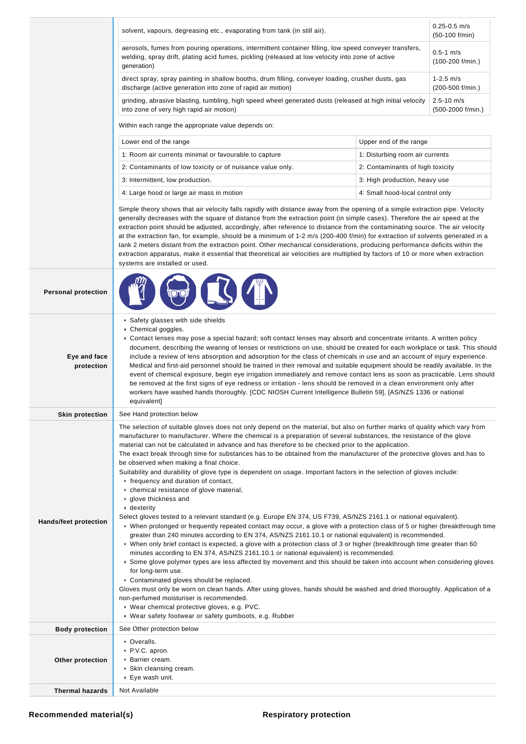| | | |
|---|---|---|
| | solvent, vapours, degreasing etc., evaporating from tank (in still air). | 0.25-0.5 m/s (50-100 f/min) |
| | aerosols, fumes from pouring operations, intermittent container filling, low speed conveyer transfers, welding, spray drift, plating acid fumes, pickling (released at low velocity into zone of active generation) | 0.5-1 m/s (100-200 f/min.) |
| | direct spray, spray painting in shallow booths, drum filling, conveyer loading, crusher dusts, gas discharge (active generation into zone of rapid air motion) | 1-2.5 m/s (200-500 f/min.) |
| | grinding, abrasive blasting, tumbling, high speed wheel generated dusts (released at high initial velocity into zone of very high rapid air motion) | 2.5-10 m/s (500-2000 f/min.) |

Within each range the appropriate value depends on:

| Lower end of the range | Upper end of the range |
|---|---|
| 1: Room air currents minimal or favourable to capture | 1: Disturbing room air currents |
| 2: Contaminants of low toxicity or of nuisance value only. | 2: Contaminants of high toxicity |
| 3: Intermittent, low production. | 3: High production, heavy use |
| 4: Large hood or large air mass in motion | 4: Small hood-local control only |

Simple theory shows that air velocity falls rapidly with distance away from the opening of a simple extraction pipe. Velocity generally decreases with the square of distance from the extraction point (in simple cases). Therefore the air speed at the extraction point should be adjusted, accordingly, after reference to distance from the contaminating source. The air velocity at the extraction fan, for example, should be a minimum of 1-2 m/s (200-400 f/min) for extraction of solvents generated in a tank 2 meters distant from the extraction point. Other mechanical considerations, producing performance deficits within the extraction apparatus, make it essential that theoretical air velocities are multiplied by factors of 10 or more when extraction systems are installed or used.

**Personal protection**

**Eye and face protection**

- Safety glasses with side shields
- Chemical goggles.
- Contact lenses may pose a special hazard; soft contact lenses may absorb and concentrate irritants. A written policy document, describing the wearing of lenses or restrictions on use, should be created for each workplace or task. This should include a review of lens absorption and adsorption for the class of chemicals in use and an account of injury experience. Medical and first-aid personnel should be trained in their removal and suitable equipment should be readily available. In the event of chemical exposure, begin eye irrigation immediately and remove contact lens as soon as practicable. Lens should be removed at the first signs of eye redness or irritation - lens should be removed in a clean environment only after workers have washed hands thoroughly. [CDC NIOSH Current Intelligence Bulletin 59], [AS/NZS 1336 or national equivalent]

**Skin protection**

See Hand protection below

**Hands/feet protection**

The selection of suitable gloves does not only depend on the material, but also on further marks of quality which vary from manufacturer to manufacturer. Where the chemical is a preparation of several substances, the resistance of the glove material can not be calculated in advance and has therefore to be checked prior to the application.
The exact break through time for substances has to be obtained from the manufacturer of the protective gloves and.has to be observed when making a final choice.
Suitability and durability of glove type is dependent on usage. Important factors in the selection of gloves include:

- frequency and duration of contact,
- chemical resistance of glove material,
- glove thickness and
- dexterity

Select gloves tested to a relevant standard (e.g. Europe EN 374, US F739, AS/NZS 2161.1 or national equivalent).

- When prolonged or frequently repeated contact may occur, a glove with a protection class of 5 or higher (breakthrough time greater than 240 minutes according to EN 374, AS/NZS 2161.10.1 or national equivalent) is recommended.
- When only brief contact is expected, a glove with a protection class of 3 or higher (breakthrough time greater than 60 minutes according to EN 374, AS/NZS 2161.10.1 or national equivalent) is recommended.
- Some glove polymer types are less affected by movement and this should be taken into account when considering gloves for long-term use.
- Contaminated gloves should be replaced.

Gloves must only be worn on clean hands. After using gloves, hands should be washed and dried thoroughly. Application of a non-perfumed moisturiser is recommended.

- Wear chemical protective gloves, e.g. PVC.
- Wear safety footwear or safety gumboots, e.g. Rubber

**Body protection**

See Other protection below

**Other protection**

- Overalls.
- P.V.C. apron.
- Barrier cream.
- Skin cleansing cream.
- Eye wash unit.

**Thermal hazards**

Not Available

**Recommended material(s)**

**Respiratory protection**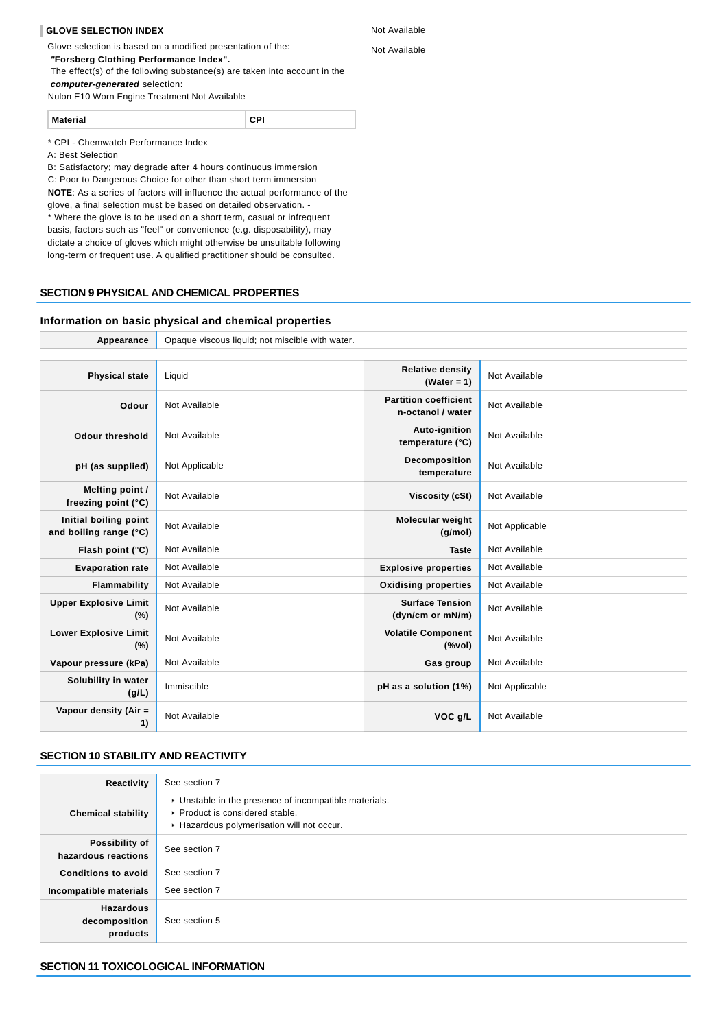### GLOVE SELECTION INDEX

Glove selection is based on a modified presentation of the:

*"Forsberg Clothing Performance Index".*

The effect(s) of the following substance(s) are taken into account in the ***computer-generated*** selection:

Nulon E10 Worn Engine Treatment Not Available

| Material | CPI |
| --- | --- |

* CPI - Chemwatch Performance Index

A: Best Selection

B: Satisfactory; may degrade after 4 hours continuous immersion

C: Poor to Dangerous Choice for other than short term immersion

**NOTE**: As a series of factors will influence the actual performance of the glove, a final selection must be based on detailed observation. -

* Where the glove is to be used on a short term, casual or infrequent basis, factors such as "feel" or convenience (e.g. disposability), may dictate a choice of gloves which might otherwise be unsuitable following long-term or frequent use. A qualified practitioner should be consulted.

Not Available

Not Available

## SECTION 9 PHYSICAL AND CHEMICAL PROPERTIES

### Information on basic physical and chemical properties

| | |
| --- | --- |
| **Appearance** | Opaque viscous liquid; not miscible with water. |

| | | | |
| --- | --- | --- | --- |
| **Physical state** | Liquid | **Relative density (Water = 1)** | Not Available |
| **Odour** | Not Available | **Partition coefficient n-octanol / water** | Not Available |
| **Odour threshold** | Not Available | **Auto-ignition temperature (°C)** | Not Available |
| **pH (as supplied)** | Not Applicable | **Decomposition temperature** | Not Available |
| **Melting point / freezing point (°C)** | Not Available | **Viscosity (cSt)** | Not Available |
| **Initial boiling point and boiling range (°C)** | Not Available | **Molecular weight (g/mol)** | Not Applicable |
| **Flash point (°C)** | Not Available | **Taste** | Not Available |
| **Evaporation rate** | Not Available | **Explosive properties** | Not Available |
| **Flammability** | Not Available | **Oxidising properties** | Not Available |
| **Upper Explosive Limit (%)** | Not Available | **Surface Tension (dyn/cm or mN/m)** | Not Available |
| **Lower Explosive Limit (%)** | Not Available | **Volatile Component (%vol)** | Not Available |
| **Vapour pressure (kPa)** | Not Available | **Gas group** | Not Available |
| **Solubility in water (g/L)** | Immiscible | **pH as a solution (1%)** | Not Applicable |
| **Vapour density (Air = 1)** | Not Available | **VOC g/L** | Not Available |

## SECTION 10 STABILITY AND REACTIVITY

| | |
| --- | --- |
| **Reactivity** | See section 7 |
| **Chemical stability** | ‣ Unstable in the presence of incompatible materials.<br>‣ Product is considered stable.<br>‣ Hazardous polymerisation will not occur. |
| **Possibility of hazardous reactions** | See section 7 |
| **Conditions to avoid** | See section 7 |
| **Incompatible materials** | See section 7 |
| **Hazardous decomposition products** | See section 5 |

## SECTION 11 TOXICOLOGICAL INFORMATION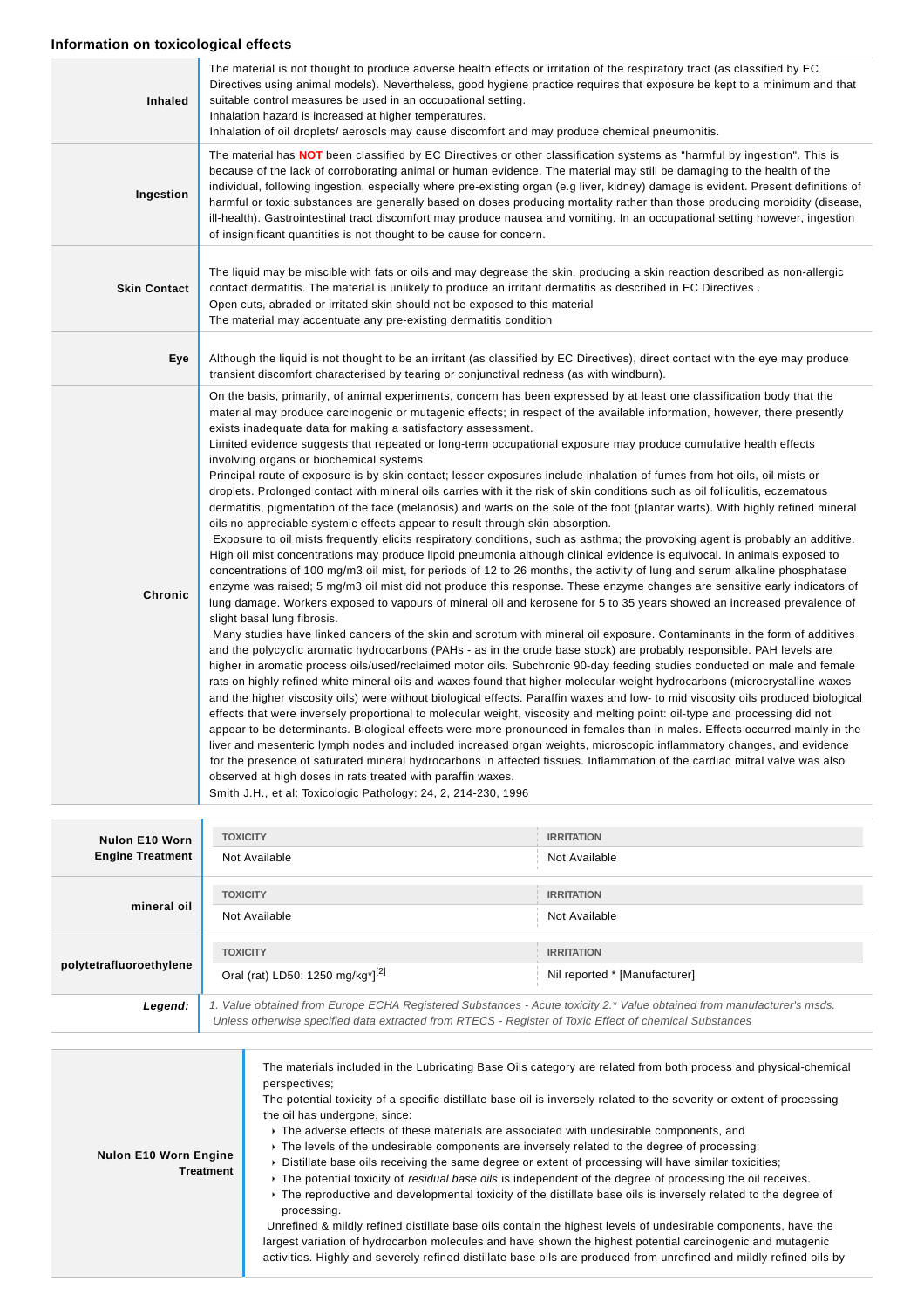### Information on toxicological effects

| | |
|---|---|
| **Inhaled** | The material is not thought to produce adverse health effects or irritation of the respiratory tract (as classified by EC Directives using animal models). Nevertheless, good hygiene practice requires that exposure be kept to a minimum and that suitable control measures be used in an occupational setting.<br>Inhalation hazard is increased at higher temperatures.<br>Inhalation of oil droplets/ aerosols may cause discomfort and may produce chemical pneumonitis. |
| **Ingestion** | The material has **NOT** been classified by EC Directives or other classification systems as "harmful by ingestion". This is because of the lack of corroborating animal or human evidence. The material may still be damaging to the health of the individual, following ingestion, especially where pre-existing organ (e.g liver, kidney) damage is evident. Present definitions of harmful or toxic substances are generally based on doses producing mortality rather than those producing morbidity (disease, ill-health). Gastrointestinal tract discomfort may produce nausea and vomiting. In an occupational setting however, ingestion of insignificant quantities is not thought to be cause for concern. |
| **Skin Contact** | The liquid may be miscible with fats or oils and may degrease the skin, producing a skin reaction described as non-allergic contact dermatitis. The material is unlikely to produce an irritant dermatitis as described in EC Directives .<br>Open cuts, abraded or irritated skin should not be exposed to this material<br>The material may accentuate any pre-existing dermatitis condition |
| **Eye** | Although the liquid is not thought to be an irritant (as classified by EC Directives), direct contact with the eye may produce transient discomfort characterised by tearing or conjunctival redness (as with windburn). |
| **Chronic** | On the basis, primarily, of animal experiments, concern has been expressed by at least one classification body that the material may produce carcinogenic or mutagenic effects; in respect of the available information, however, there presently exists inadequate data for making a satisfactory assessment.<br>Limited evidence suggests that repeated or long-term occupational exposure may produce cumulative health effects involving organs or biochemical systems.<br>Principal route of exposure is by skin contact; lesser exposures include inhalation of fumes from hot oils, oil mists or droplets. Prolonged contact with mineral oils carries with it the risk of skin conditions such as oil folliculitis, eczematous dermatitis, pigmentation of the face (melanosis) and warts on the sole of the foot (plantar warts). With highly refined mineral oils no appreciable systemic effects appear to result through skin absorption.<br>Exposure to oil mists frequently elicits respiratory conditions, such as asthma; the provoking agent is probably an additive. High oil mist concentrations may produce lipoid pneumonia although clinical evidence is equivocal. In animals exposed to concentrations of 100 mg/m3 oil mist, for periods of 12 to 26 months, the activity of lung and serum alkaline phosphatase enzyme was raised; 5 mg/m3 oil mist did not produce this response. These enzyme changes are sensitive early indicators of lung damage. Workers exposed to vapours of mineral oil and kerosene for 5 to 35 years showed an increased prevalence of slight basal lung fibrosis.<br>Many studies have linked cancers of the skin and scrotum with mineral oil exposure. Contaminants in the form of additives and the polycyclic aromatic hydrocarbons (PAHs - as in the crude base stock) are probably responsible. PAH levels are higher in aromatic process oils/used/reclaimed motor oils. Subchronic 90-day feeding studies conducted on male and female rats on highly refined white mineral oils and waxes found that higher molecular-weight hydrocarbons (microcrystalline waxes and the higher viscosity oils) were without biological effects. Paraffin waxes and low- to mid viscosity oils produced biological effects that were inversely proportional to molecular weight, viscosity and melting point: oil-type and processing did not appear to be determinants. Biological effects were more pronounced in females than in males. Effects occurred mainly in the liver and mesenteric lymph nodes and included increased organ weights, microscopic inflammatory changes, and evidence for the presence of saturated mineral hydrocarbons in affected tissues. Inflammation of the cardiac mitral valve was also observed at high doses in rats treated with paraffin waxes.<br>Smith J.H., et al: Toxicologic Pathology: 24, 2, 214-230, 1996 |

| | TOXICITY | IRRITATION |
|---|---|---|
| **Nulon E10 Worn Engine Treatment** | Not Available | Not Available |
| **mineral oil** | Not Available | Not Available |
| **polytetrafluoroethylene** | Oral (rat) LD50: 1250 mg/kg*][2] | Nil reported * [Manufacturer] |
| ***Legend:*** | *1. Value obtained from Europe ECHA Registered Substances - Acute toxicity 2.* Value obtained from manufacturer's msds. Unless otherwise specified data extracted from RTECS - Register of Toxic Effect of chemical Substances* | |

| | |
|---|---|
| **Nulon E10 Worn Engine Treatment** | The materials included in the Lubricating Base Oils category are related from both process and physical-chemical perspectives;<br>The potential toxicity of a specific distillate base oil is inversely related to the severity or extent of processing the oil has undergone, since:<br>‣ The adverse effects of these materials are associated with undesirable components, and<br>‣ The levels of the undesirable components are inversely related to the degree of processing;<br>‣ Distillate base oils receiving the same degree or extent of processing will have similar toxicities;<br>‣ The potential toxicity of *residual base oils* is independent of the degree of processing the oil receives.<br>‣ The reproductive and developmental toxicity of the distillate base oils is inversely related to the degree of processing.<br>Unrefined & mildly refined distillate base oils contain the highest levels of undesirable components, have the largest variation of hydrocarbon molecules and have shown the highest potential carcinogenic and mutagenic activities. Highly and severely refined distillate base oils are produced from unrefined and mildly refined oils by |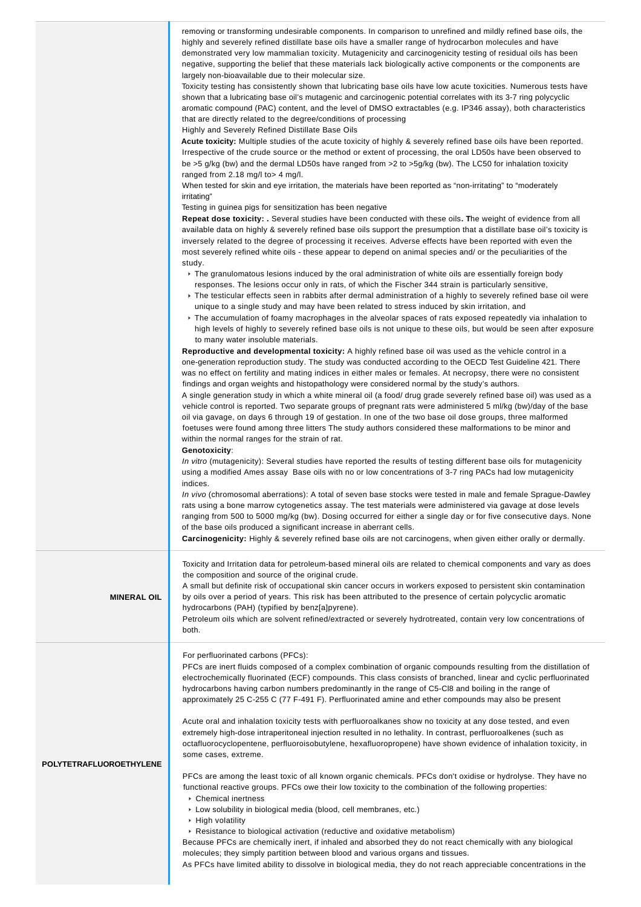| | |
|---|---|
| | removing or transforming undesirable components. In comparison to unrefined and mildly refined base oils, the highly and severely refined distillate base oils have a smaller range of hydrocarbon molecules and have demonstrated very low mammalian toxicity. Mutagenicity and carcinogenicity testing of residual oils has been negative, supporting the belief that these materials lack biologically active components or the components are largely non-bioavailable due to their molecular size.<br>Toxicity testing has consistently shown that lubricating base oils have low acute toxicities. Numerous tests have shown that a lubricating base oil's mutagenic and carcinogenic potential correlates with its 3-7 ring polycyclic aromatic compound (PAC) content, and the level of DMSO extractables (e.g. IP346 assay), both characteristics that are directly related to the degree/conditions of processing<br>Highly and Severely Refined Distillate Base Oils<br>**Acute toxicity:** Multiple studies of the acute toxicity of highly & severely refined base oils have been reported. Irrespective of the crude source or the method or extent of processing, the oral LD50s have been observed to be >5 g/kg (bw) and the dermal LD50s have ranged from >2 to >5g/kg (bw). The LC50 for inhalation toxicity ranged from 2.18 mg/l to> 4 mg/l.<br>When tested for skin and eye irritation, the materials have been reported as "non-irritating" to "moderately irritating"<br>Testing in guinea pigs for sensitization has been negative<br>**Repeat dose toxicity: .** Several studies have been conducted with these oils**. T**he weight of evidence from all available data on highly & severely refined base oils support the presumption that a distillate base oil's toxicity is inversely related to the degree of processing it receives. Adverse effects have been reported with even the most severely refined white oils - these appear to depend on animal species and/ or the peculiarities of the study.<br>‣ The granulomatous lesions induced by the oral administration of white oils are essentially foreign body responses. The lesions occur only in rats, of which the Fischer 344 strain is particularly sensitive,<br>‣ The testicular effects seen in rabbits after dermal administration of a highly to severely refined base oil were unique to a single study and may have been related to stress induced by skin irritation, and<br>‣ The accumulation of foamy macrophages in the alveolar spaces of rats exposed repeatedly via inhalation to high levels of highly to severely refined base oils is not unique to these oils, but would be seen after exposure to many water insoluble materials.<br>**Reproductive and developmental toxicity:** A highly refined base oil was used as the vehicle control in a one-generation reproduction study. The study was conducted according to the OECD Test Guideline 421. There was no effect on fertility and mating indices in either males or females. At necropsy, there were no consistent findings and organ weights and histopathology were considered normal by the study's authors.<br>A single generation study in which a white mineral oil (a food/ drug grade severely refined base oil) was used as a vehicle control is reported. Two separate groups of pregnant rats were administered 5 ml/kg (bw)/day of the base oil via gavage, on days 6 through 19 of gestation. In one of the two base oil dose groups, three malformed foetuses were found among three litters The study authors considered these malformations to be minor and within the normal ranges for the strain of rat.<br>**Genotoxicity**:<br>*In vitro* (mutagenicity): Several studies have reported the results of testing different base oils for mutagenicity using a modified Ames assay Base oils with no or low concentrations of 3-7 ring PACs had low mutagenicity indices.<br>*In vivo* (chromosomal aberrations): A total of seven base stocks were tested in male and female Sprague-Dawley rats using a bone marrow cytogenetics assay. The test materials were administered via gavage at dose levels ranging from 500 to 5000 mg/kg (bw). Dosing occurred for either a single day or for five consecutive days. None of the base oils produced a significant increase in aberrant cells.<br>**Carcinogenicity:** Highly & severely refined base oils are not carcinogens, when given either orally or dermally. |
| **MINERAL OIL** | Toxicity and Irritation data for petroleum-based mineral oils are related to chemical components and vary as does the composition and source of the original crude.<br>A small but definite risk of occupational skin cancer occurs in workers exposed to persistent skin contamination by oils over a period of years. This risk has been attributed to the presence of certain polycyclic aromatic hydrocarbons (PAH) (typified by benz[a]pyrene).<br>Petroleum oils which are solvent refined/extracted or severely hydrotreated, contain very low concentrations of both. |
| **POLYTETRAFLUOROETHYLENE** | For perfluorinated carbons (PFCs):<br>PFCs are inert fluids composed of a complex combination of organic compounds resulting from the distillation of electrochemically fluorinated (ECF) compounds. This class consists of branched, linear and cyclic perfluorinated hydrocarbons having carbon numbers predominantly in the range of C5-Cl8 and boiling in the range of approximately 25 C-255 C (77 F-491 F). Perfluorinated amine and ether compounds may also be present<br><br>Acute oral and inhalation toxicity tests with perfluoroalkanes show no toxicity at any dose tested, and even extremely high-dose intraperitoneal injection resulted in no lethality. In contrast, perfluoroalkenes (such as octafluorocyclopentene, perfluoroisobutylene, hexafluoropropene) have shown evidence of inhalation toxicity, in some cases, extreme.<br><br>PFCs are among the least toxic of all known organic chemicals. PFCs don't oxidise or hydrolyse. They have no functional reactive groups. PFCs owe their low toxicity to the combination of the following properties:<br>‣ Chemical inertness<br>‣ Low solubility in biological media (blood, cell membranes, etc.)<br>‣ High volatility<br>‣ Resistance to biological activation (reductive and oxidative metabolism)<br>Because PFCs are chemically inert, if inhaled and absorbed they do not react chemically with any biological molecules; they simply partition between blood and various organs and tissues.<br>As PFCs have limited ability to dissolve in biological media, they do not reach appreciable concentrations in the |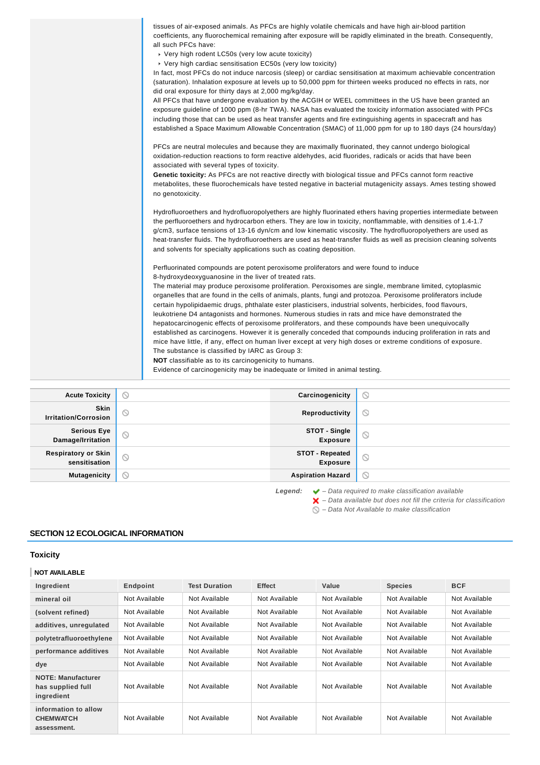tissues of air-exposed animals. As PFCs are highly volatile chemicals and have high air-blood partition coefficients, any fluorochemical remaining after exposure will be rapidly eliminated in the breath. Consequently, all such PFCs have:

- Very high rodent LC50s (very low acute toxicity)
- Very high cardiac sensitisation EC50s (very low toxicity)

In fact, most PFCs do not induce narcosis (sleep) or cardiac sensitisation at maximum achievable concentration (saturation). Inhalation exposure at levels up to 50,000 ppm for thirteen weeks produced no effects in rats, nor did oral exposure for thirty days at 2,000 mg/kg/day.
All PFCs that have undergone evaluation by the ACGIH or WEEL committees in the US have been granted an exposure guideline of 1000 ppm (8-hr TWA). NASA has evaluated the toxicity information associated with PFCs including those that can be used as heat transfer agents and fire extinguishing agents in spacecraft and has established a Space Maximum Allowable Concentration (SMAC) of 11,000 ppm for up to 180 days (24 hours/day)

PFCs are neutral molecules and because they are maximally fluorinated, they cannot undergo biological oxidation-reduction reactions to form reactive aldehydes, acid fluorides, radicals or acids that have been associated with several types of toxicity.
**Genetic toxicity:** As PFCs are not reactive directly with biological tissue and PFCs cannot form reactive metabolites, these fluorochemicals have tested negative in bacterial mutagenicity assays. Ames testing showed no genotoxicity.

Hydrofluoroethers and hydrofluoropolyethers are highly fluorinated ethers having properties intermediate between the perfluoroethers and hydrocarbon ethers. They are low in toxicity, nonflammable, with densities of 1.4-1.7 g/cm3, surface tensions of 13-16 dyn/cm and low kinematic viscosity. The hydrofluoropolyethers are used as heat-transfer fluids. The hydrofluoroethers are used as heat-transfer fluids as well as precision cleaning solvents and solvents for specialty applications such as coating deposition.

Perfluorinated compounds are potent peroxisome proliferators and were found to induce 8-hydroxydeoxyguanosine in the liver of treated rats.
The material may produce peroxisome proliferation. Peroxisomes are single, membrane limited, cytoplasmic organelles that are found in the cells of animals, plants, fungi and protozoa. Peroxisome proliferators include certain hypolipidaemic drugs, phthalate ester plasticisers, industrial solvents, herbicides, food flavours, leukotriene D4 antagonists and hormones. Numerous studies in rats and mice have demonstrated the hepatocarcinogenic effects of peroxisome proliferators, and these compounds have been unequivocally established as carcinogens. However it is generally conceded that compounds inducing proliferation in rats and mice have little, if any, effect on human liver except at very high doses or extreme conditions of exposure.
The substance is classified by IARC as Group 3:
**NOT** classifiable as to its carcinogenicity to humans.
Evidence of carcinogenicity may be inadequate or limited in animal testing.

| | | | |
|---|---|---|---|
| **Acute Toxicity** | ⦸ | **Carcinogenicity** | ⦸ |
| **Skin Irritation/Corrosion** | ⦸ | **Reproductivity** | ⦸ |
| **Serious Eye Damage/Irritation** | ⦸ | **STOT - Single Exposure** | ⦸ |
| **Respiratory or Skin sensitisation** | ⦸ | **STOT - Repeated Exposure** | ⦸ |
| **Mutagenicity** | ⦸ | **Aspiration Hazard** | ⦸ |

*Legend:* ✔ – *Data required to make classification available*
✘ – *Data available but does not fill the criteria for classification*
⦸ – *Data Not Available to make classification*

## SECTION 12 ECOLOGICAL INFORMATION

### Toxicity

**NOT AVAILABLE**

| Ingredient | Endpoint | Test Duration | Effect | Value | Species | BCF |
|---|---|---|---|---|---|---|
| mineral oil | Not Available | Not Available | Not Available | Not Available | Not Available | Not Available |
| (solvent refined) | Not Available | Not Available | Not Available | Not Available | Not Available | Not Available |
| additives, unregulated | Not Available | Not Available | Not Available | Not Available | Not Available | Not Available |
| polytetrafluoroethylene | Not Available | Not Available | Not Available | Not Available | Not Available | Not Available |
| performance additives | Not Available | Not Available | Not Available | Not Available | Not Available | Not Available |
| dye | Not Available | Not Available | Not Available | Not Available | Not Available | Not Available |
| NOTE: Manufacturer has supplied full ingredient | Not Available | Not Available | Not Available | Not Available | Not Available | Not Available |
| information to allow CHEMWATCH assessment. | Not Available | Not Available | Not Available | Not Available | Not Available | Not Available |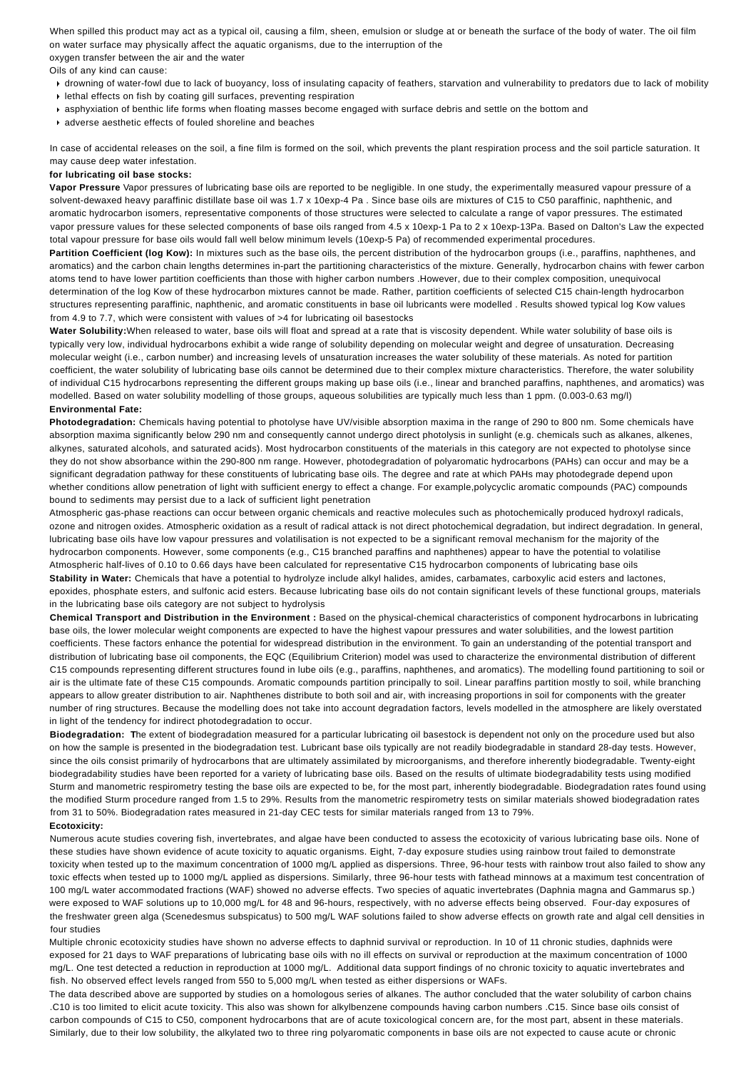When spilled this product may act as a typical oil, causing a film, sheen, emulsion or sludge at or beneath the surface of the body of water. The oil film on water surface may physically affect the aquatic organisms, due to the interruption of the

oxygen transfer between the air and the water

Oils of any kind can cause:

- drowning of water-fowl due to lack of buoyancy, loss of insulating capacity of feathers, starvation and vulnerability to predators due to lack of mobility
- lethal effects on fish by coating gill surfaces, preventing respiration
- asphyxiation of benthic life forms when floating masses become engaged with surface debris and settle on the bottom and
- adverse aesthetic effects of fouled shoreline and beaches

In case of accidental releases on the soil, a fine film is formed on the soil, which prevents the plant respiration process and the soil particle saturation. It may cause deep water infestation.

**for lubricating oil base stocks:**

**Vapor Pressure** Vapor pressures of lubricating base oils are reported to be negligible. In one study, the experimentally measured vapour pressure of a solvent-dewaxed heavy paraffinic distillate base oil was 1.7 x 10exp-4 Pa . Since base oils are mixtures of C15 to C50 paraffinic, naphthenic, and aromatic hydrocarbon isomers, representative components of those structures were selected to calculate a range of vapor pressures. The estimated vapor pressure values for these selected components of base oils ranged from 4.5 x 10exp-1 Pa to 2 x 10exp-13Pa. Based on Dalton's Law the expected total vapour pressure for base oils would fall well below minimum levels (10exp-5 Pa) of recommended experimental procedures.

**Partition Coefficient (log Kow):** In mixtures such as the base oils, the percent distribution of the hydrocarbon groups (i.e., paraffins, naphthenes, and aromatics) and the carbon chain lengths determines in-part the partitioning characteristics of the mixture. Generally, hydrocarbon chains with fewer carbon atoms tend to have lower partition coefficients than those with higher carbon numbers .However, due to their complex composition, unequivocal determination of the log Kow of these hydrocarbon mixtures cannot be made. Rather, partition coefficients of selected C15 chain-length hydrocarbon structures representing paraffinic, naphthenic, and aromatic constituents in base oil lubricants were modelled . Results showed typical log Kow values from 4.9 to 7.7, which were consistent with values of >4 for lubricating oil basestocks

**Water Solubility:**When released to water, base oils will float and spread at a rate that is viscosity dependent. While water solubility of base oils is typically very low, individual hydrocarbons exhibit a wide range of solubility depending on molecular weight and degree of unsaturation. Decreasing molecular weight (i.e., carbon number) and increasing levels of unsaturation increases the water solubility of these materials. As noted for partition coefficient, the water solubility of lubricating base oils cannot be determined due to their complex mixture characteristics. Therefore, the water solubility of individual C15 hydrocarbons representing the different groups making up base oils (i.e., linear and branched paraffins, naphthenes, and aromatics) was modelled. Based on water solubility modelling of those groups, aqueous solubilities are typically much less than 1 ppm. (0.003-0.63 mg/l)

**Environmental Fate:**

**Photodegradation:** Chemicals having potential to photolyse have UV/visible absorption maxima in the range of 290 to 800 nm. Some chemicals have absorption maxima significantly below 290 nm and consequently cannot undergo direct photolysis in sunlight (e.g. chemicals such as alkanes, alkenes, alkynes, saturated alcohols, and saturated acids). Most hydrocarbon constituents of the materials in this category are not expected to photolyse since they do not show absorbance within the 290-800 nm range. However, photodegradation of polyaromatic hydrocarbons (PAHs) can occur and may be a significant degradation pathway for these constituents of lubricating base oils. The degree and rate at which PAHs may photodegrade depend upon whether conditions allow penetration of light with sufficient energy to effect a change. For example,polycyclic aromatic compounds (PAC) compounds bound to sediments may persist due to a lack of sufficient light penetration

Atmospheric gas-phase reactions can occur between organic chemicals and reactive molecules such as photochemically produced hydroxyl radicals, ozone and nitrogen oxides. Atmospheric oxidation as a result of radical attack is not direct photochemical degradation, but indirect degradation. In general, lubricating base oils have low vapour pressures and volatilisation is not expected to be a significant removal mechanism for the majority of the hydrocarbon components. However, some components (e.g., C15 branched paraffins and naphthenes) appear to have the potential to volatilise Atmospheric half-lives of 0.10 to 0.66 days have been calculated for representative C15 hydrocarbon components of lubricating base oils

**Stability in Water:** Chemicals that have a potential to hydrolyze include alkyl halides, amides, carbamates, carboxylic acid esters and lactones, epoxides, phosphate esters, and sulfonic acid esters. Because lubricating base oils do not contain significant levels of these functional groups, materials in the lubricating base oils category are not subject to hydrolysis

**Chemical Transport and Distribution in the Environment :** Based on the physical-chemical characteristics of component hydrocarbons in lubricating base oils, the lower molecular weight components are expected to have the highest vapour pressures and water solubilities, and the lowest partition coefficients. These factors enhance the potential for widespread distribution in the environment. To gain an understanding of the potential transport and distribution of lubricating base oil components, the EQC (Equilibrium Criterion) model was used to characterize the environmental distribution of different C15 compounds representing different structures found in lube oils (e.g., paraffins, naphthenes, and aromatics). The modelling found partitioning to soil or air is the ultimate fate of these C15 compounds. Aromatic compounds partition principally to soil. Linear paraffins partition mostly to soil, while branching appears to allow greater distribution to air. Naphthenes distribute to both soil and air, with increasing proportions in soil for components with the greater number of ring structures. Because the modelling does not take into account degradation factors, levels modelled in the atmosphere are likely overstated in light of the tendency for indirect photodegradation to occur.

**Biodegradation: T**he extent of biodegradation measured for a particular lubricating oil basestock is dependent not only on the procedure used but also on how the sample is presented in the biodegradation test. Lubricant base oils typically are not readily biodegradable in standard 28-day tests. However, since the oils consist primarily of hydrocarbons that are ultimately assimilated by microorganisms, and therefore inherently biodegradable. Twenty-eight biodegradability studies have been reported for a variety of lubricating base oils. Based on the results of ultimate biodegradability tests using modified Sturm and manometric respirometry testing the base oils are expected to be, for the most part, inherently biodegradable. Biodegradation rates found using the modified Sturm procedure ranged from 1.5 to 29%. Results from the manometric respirometry tests on similar materials showed biodegradation rates from 31 to 50%. Biodegradation rates measured in 21-day CEC tests for similar materials ranged from 13 to 79%.

**Ecotoxicity:**

Numerous acute studies covering fish, invertebrates, and algae have been conducted to assess the ecotoxicity of various lubricating base oils. None of these studies have shown evidence of acute toxicity to aquatic organisms. Eight, 7-day exposure studies using rainbow trout failed to demonstrate toxicity when tested up to the maximum concentration of 1000 mg/L applied as dispersions. Three, 96-hour tests with rainbow trout also failed to show any toxic effects when tested up to 1000 mg/L applied as dispersions. Similarly, three 96-hour tests with fathead minnows at a maximum test concentration of 100 mg/L water accommodated fractions (WAF) showed no adverse effects. Two species of aquatic invertebrates (Daphnia magna and Gammarus sp.) were exposed to WAF solutions up to 10,000 mg/L for 48 and 96-hours, respectively, with no adverse effects being observed. Four-day exposures of the freshwater green alga (Scenedesmus subspicatus) to 500 mg/L WAF solutions failed to show adverse effects on growth rate and algal cell densities in four studies

Multiple chronic ecotoxicity studies have shown no adverse effects to daphnid survival or reproduction. In 10 of 11 chronic studies, daphnids were exposed for 21 days to WAF preparations of lubricating base oils with no ill effects on survival or reproduction at the maximum concentration of 1000 mg/L. One test detected a reduction in reproduction at 1000 mg/L. Additional data support findings of no chronic toxicity to aquatic invertebrates and fish. No observed effect levels ranged from 550 to 5,000 mg/L when tested as either dispersions or WAFs.

The data described above are supported by studies on a homologous series of alkanes. The author concluded that the water solubility of carbon chains .C10 is too limited to elicit acute toxicity. This also was shown for alkylbenzene compounds having carbon numbers .C15. Since base oils consist of carbon compounds of C15 to C50, component hydrocarbons that are of acute toxicological concern are, for the most part, absent in these materials. Similarly, due to their low solubility, the alkylated two to three ring polyaromatic components in base oils are not expected to cause acute or chronic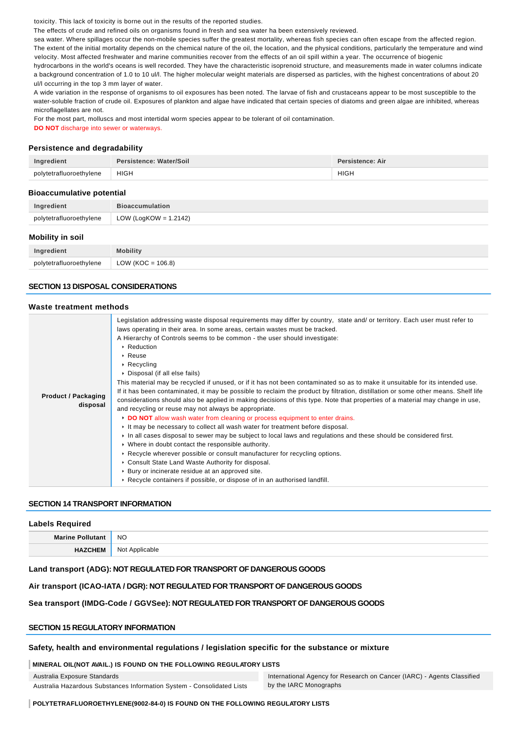toxicity. This lack of toxicity is borne out in the results of the reported studies.
The effects of crude and refined oils on organisms found in fresh and sea water ha been extensively reviewed.
sea water. Where spillages occur the non-mobile species suffer the greatest mortality, whereas fish species can often escape from the affected region. The extent of the initial mortality depends on the chemical nature of the oil, the location, and the physical conditions, particularly the temperature and wind velocity. Most affected freshwater and marine communities recover from the effects of an oil spill within a year. The occurrence of biogenic hydrocarbons in the world's oceans is well recorded. They have the characteristic isoprenoid structure, and measurements made in water columns indicate a background concentration of 1.0 to 10 ul/l. The higher molecular weight materials are dispersed as particles, with the highest concentrations of about 20 ul/l occurring in the top 3 mm layer of water.
A wide variation in the response of organisms to oil exposures has been noted. The larvae of fish and crustaceans appear to be most susceptible to the water-soluble fraction of crude oil. Exposures of plankton and algae have indicated that certain species of diatoms and green algae are inhibited, whereas microflagellates are not.
For the most part, molluscs and most intertidal worm species appear to be tolerant of oil contamination.
**DO NOT** discharge into sewer or waterways.

### Persistence and degradability

| Ingredient | Persistence: Water/Soil | Persistence: Air |
|---|---|---|
| polytetrafluoroethylene | HIGH | HIGH |

### Bioaccumulative potential

| Ingredient | Bioaccumulation |
|---|---|
| polytetrafluoroethylene | LOW (LogKOW = 1.2142) |

### Mobility in soil

| Ingredient | Mobility |
|---|---|
| polytetrafluoroethylene | LOW (KOC = 106.8) |

## SECTION 13 DISPOSAL CONSIDERATIONS

### Waste treatment methods

**Product / Packaging disposal**

Legislation addressing waste disposal requirements may differ by country, state and/ or territory. Each user must refer to laws operating in their area. In some areas, certain wastes must be tracked.
A Hierarchy of Controls seems to be common - the user should investigate:

- Reduction
- Reuse
- Recycling
- Disposal (if all else fails)

This material may be recycled if unused, or if it has not been contaminated so as to make it unsuitable for its intended use. If it has been contaminated, it may be possible to reclaim the product by filtration, distillation or some other means. Shelf life considerations should also be applied in making decisions of this type. Note that properties of a material may change in use, and recycling or reuse may not always be appropriate.

- **DO NOT** allow wash water from cleaning or process equipment to enter drains.
- It may be necessary to collect all wash water for treatment before disposal.
- In all cases disposal to sewer may be subject to local laws and regulations and these should be considered first.
- Where in doubt contact the responsible authority.
- Recycle wherever possible or consult manufacturer for recycling options.
- Consult State Land Waste Authority for disposal.
- Bury or incinerate residue at an approved site.
- Recycle containers if possible, or dispose of in an authorised landfill.

## SECTION 14 TRANSPORT INFORMATION

### Labels Required

| | |
|---|---|
| **Marine Pollutant** | NO |
| **HAZCHEM** | Not Applicable |

**Land transport (ADG): NOT REGULATED FOR TRANSPORT OF DANGEROUS GOODS**

**Air transport (ICAO-IATA / DGR): NOT REGULATED FOR TRANSPORT OF DANGEROUS GOODS**

**Sea transport (IMDG-Code / GGVSee): NOT REGULATED FOR TRANSPORT OF DANGEROUS GOODS**

## SECTION 15 REGULATORY INFORMATION

### Safety, health and environmental regulations / legislation specific for the substance or mixture

**MINERAL OIL(NOT AVAIL.) IS FOUND ON THE FOLLOWING REGULATORY LISTS**

| | |
|---|---|
| Australia Exposure Standards | International Agency for Research on Cancer (IARC) - Agents Classified by the IARC Monographs |
| Australia Hazardous Substances Information System - Consolidated Lists | |

**POLYTETRAFLUOROETHYLENE(9002-84-0) IS FOUND ON THE FOLLOWING REGULATORY LISTS**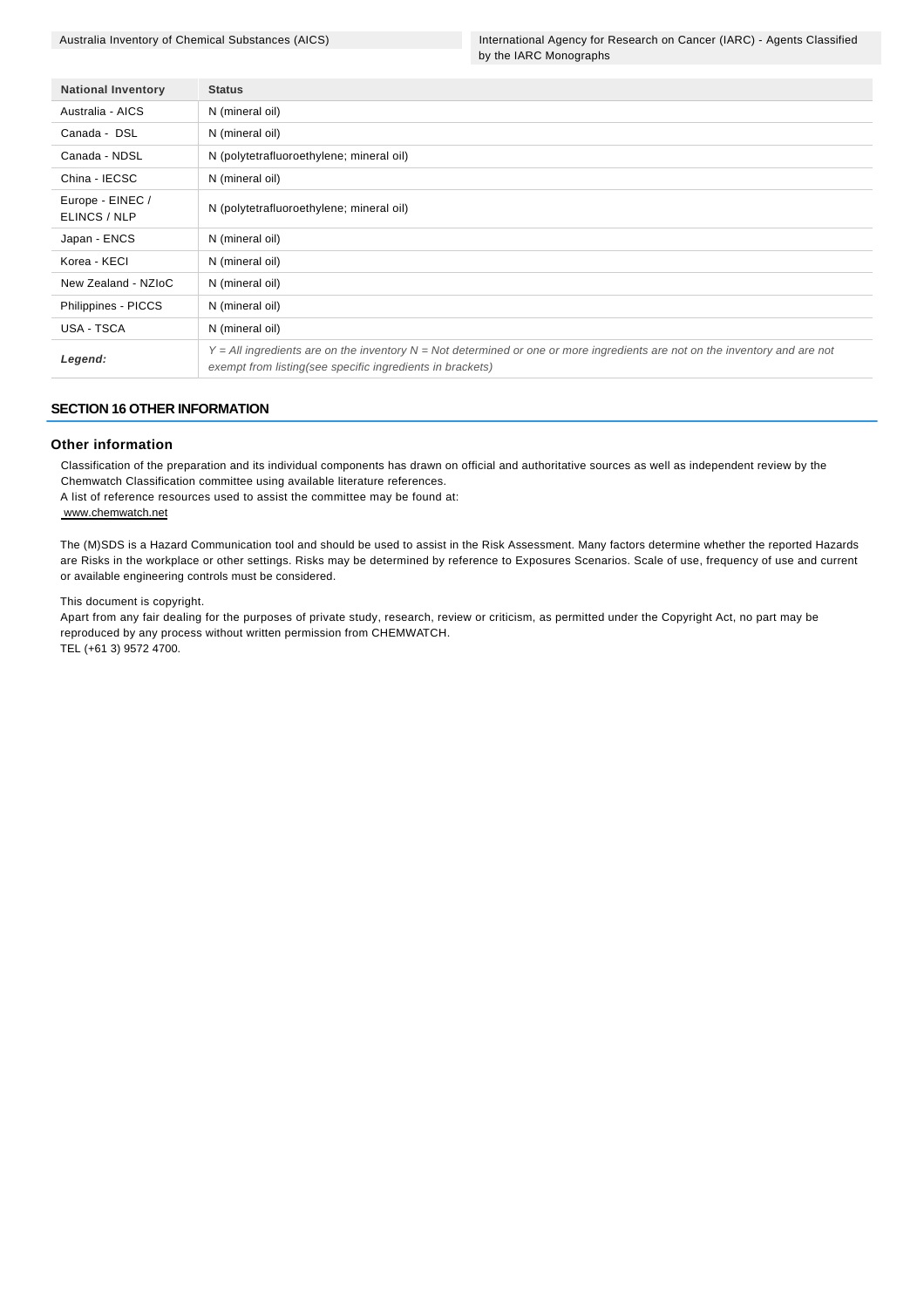| | |
|---|---|
| Australia Inventory of Chemical Substances (AICS) | International Agency for Research on Cancer (IARC) - Agents Classified by the IARC Monographs |

| National Inventory | Status |
|---|---|
| Australia - AICS | N (mineral oil) |
| Canada - DSL | N (mineral oil) |
| Canada - NDSL | N (polytetrafluoroethylene; mineral oil) |
| China - IECSC | N (mineral oil) |
| Europe - EINEC / ELINCS / NLP | N (polytetrafluoroethylene; mineral oil) |
| Japan - ENCS | N (mineral oil) |
| Korea - KECI | N (mineral oil) |
| New Zealand - NZIoC | N (mineral oil) |
| Philippines - PICCS | N (mineral oil) |
| USA - TSCA | N (mineral oil) |
| ***Legend:*** | *Y = All ingredients are on the inventory N = Not determined or one or more ingredients are not on the inventory and are not exempt from listing(see specific ingredients in brackets)* |

## SECTION 16 OTHER INFORMATION

### Other information

Classification of the preparation and its individual components has drawn on official and authoritative sources as well as independent review by the Chemwatch Classification committee using available literature references.
A list of reference resources used to assist the committee may be found at:
www.chemwatch.net

The (M)SDS is a Hazard Communication tool and should be used to assist in the Risk Assessment. Many factors determine whether the reported Hazards are Risks in the workplace or other settings. Risks may be determined by reference to Exposures Scenarios. Scale of use, frequency of use and current or available engineering controls must be considered.

This document is copyright.
Apart from any fair dealing for the purposes of private study, research, review or criticism, as permitted under the Copyright Act, no part may be reproduced by any process without written permission from CHEMWATCH.
TEL (+61 3) 9572 4700.